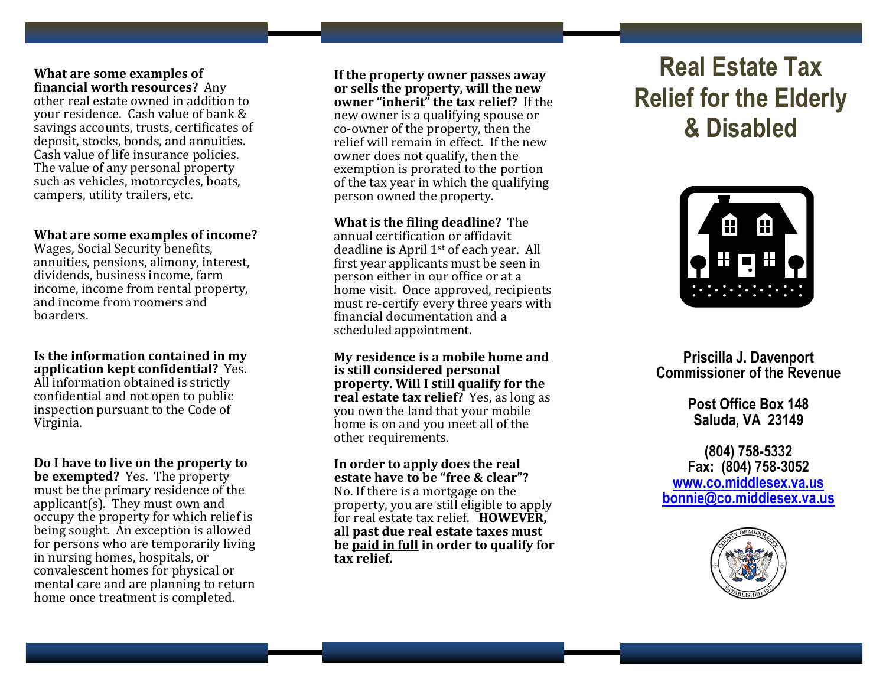**What are some examples of financial worth resources?** Any other real estate owned in addition to your residence. Cash value of bank & savings accounts, trusts, certificates of deposit, stocks, bonds, and annuities. Cash value of life insurance policies. The value of any personal property such as vehicles, motorcycles, boats, campers, utility trailers, etc.

**What are some examples of income?** Wages, Social Security benefits, annuities, pensions, alimony, interest, dividends, business income, farm income, income from rental property, and income from roomers and boarders.

**Is the information contained in my application kept confidential?** Yes. All information obtained is strictly confidential and not open to public inspection pursuant to the Code of Virginia.

**Do I have to live on the property to be exempted?** Yes. The property must be the primary residence of the applicant(s). They must own and occupy the property for which relief is being sought. An exception is allowed for persons who are temporarily living in nursing homes, hospitals, or convalescent homes for physical or mental care and are planning to return home once treatment is completed.

**If the property owner passes away or sells the property, will the new owner "inherit" the tax relief?** If the new owner is a qualifying spouse or co-owner of the property, then the relief will remain in effect. If the new owner does not qualify, then the exemption is prorated to the portion of the tax year in which the qualifying person owned the property.

**What is the filing deadline?** The annual certification or affidavit deadline is April 1st of each year. All first year applicants must be seen in person either in our office or at a home visit. Once approved, recipients must re-certify every three years with financial documentation and a scheduled appointment.

**My residence is a mobile home and is still considered personal property. Will I still qualify for the real estate tax relief?** Yes, as long as you own the land that your mobile home is on and you meet all of the other requirements.

**In order to apply does the real estate have to be "free & clear"?** No. If there is a mortgage on the property, you are still eligible to apply for real estate tax relief. **HOWEVER, all past due real estate taxes must be <u>paid in full</u> in order to qualify for tax relief.**

# Real Estate Tax Relief for the Elderly & Disabled

**Priscilla J. Davenport**
**Commissioner of the Revenue**

**Post Office Box 148**
**Saluda, VA 23149**

**(804) 758-5332**
**Fax: (804) 758-3052**
**www.co.middlesex.va.us**
**bonnie@co.middlesex.va.us**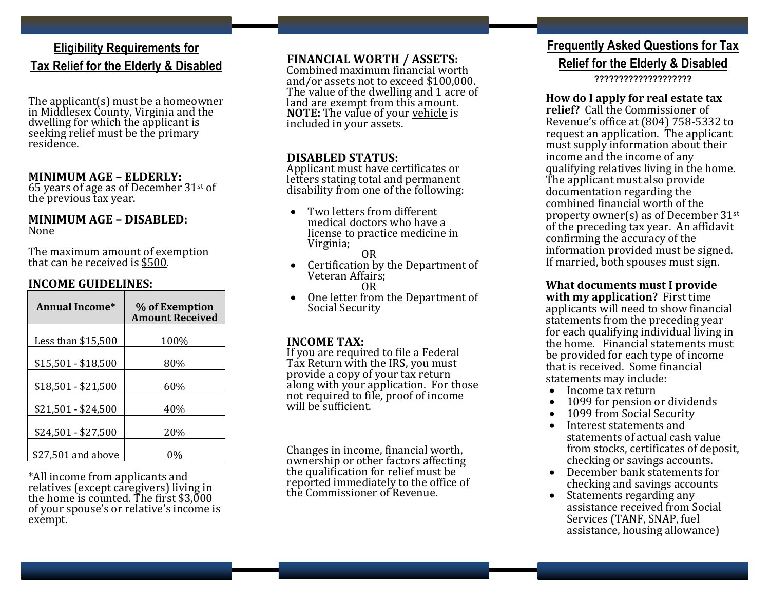## Eligibility Requirements for Tax Relief for the Elderly & Disabled

The applicant(s) must be a homeowner in Middlesex County, Virginia and the dwelling for which the applicant is seeking relief must be the primary residence.

**MINIMUM AGE – ELDERLY:**
65 years of age as of December 31st of the previous tax year.

**MINIMUM AGE – DISABLED:**
None

The maximum amount of exemption that can be received is $500.

**INCOME GUIDELINES:**

| Annual Income* | % of Exemption Amount Received |
|---|---|
| Less than $15,500 | 100% |
| $15,501 - $18,500 | 80% |
| $18,501 - $21,500 | 60% |
| $21,501 - $24,500 | 40% |
| $24,501 - $27,500 | 20% |
| $27,501 and above | 0% |

*All income from applicants and relatives (except caregivers) living in the home is counted. The first $3,000 of your spouse's or relative's income is exempt.

**FINANCIAL WORTH / ASSETS:**
Combined maximum financial worth and/or assets not to exceed $100,000. The value of the dwelling and 1 acre of land are exempt from this amount. **NOTE:** The value of your vehicle is included in your assets.

**DISABLED STATUS:**
Applicant must have certificates or letters stating total and permanent disability from one of the following:

- Two letters from different medical doctors who have a license to practice medicine in Virginia;
  OR
- Certification by the Department of Veteran Affairs;
  OR
- One letter from the Department of Social Security

**INCOME TAX:**
If you are required to file a Federal Tax Return with the IRS, you must provide a copy of your tax return along with your application. For those not required to file, proof of income will be sufficient.

Changes in income, financial worth, ownership or other factors affecting the qualification for relief must be reported immediately to the office of the Commissioner of Revenue.

## Frequently Asked Questions for Tax Relief for the Elderly & Disabled

????????????????????

**How do I apply for real estate tax relief?** Call the Commissioner of Revenue's office at (804) 758-5332 to request an application. The applicant must supply information about their income and the income of any qualifying relatives living in the home. The applicant must also provide documentation regarding the combined financial worth of the property owner(s) as of December 31st of the preceding tax year. An affidavit confirming the accuracy of the information provided must be signed. If married, both spouses must sign.

**What documents must I provide with my application?** First time applicants will need to show financial statements from the preceding year for each qualifying individual living in the home. Financial statements must be provided for each type of income that is received. Some financial statements may include:

- Income tax return
- 1099 for pension or dividends
- 1099 from Social Security
- Interest statements and statements of actual cash value from stocks, certificates of deposit, checking or savings accounts.
- December bank statements for checking and savings accounts
- Statements regarding any assistance received from Social Services (TANF, SNAP, fuel assistance, housing allowance)